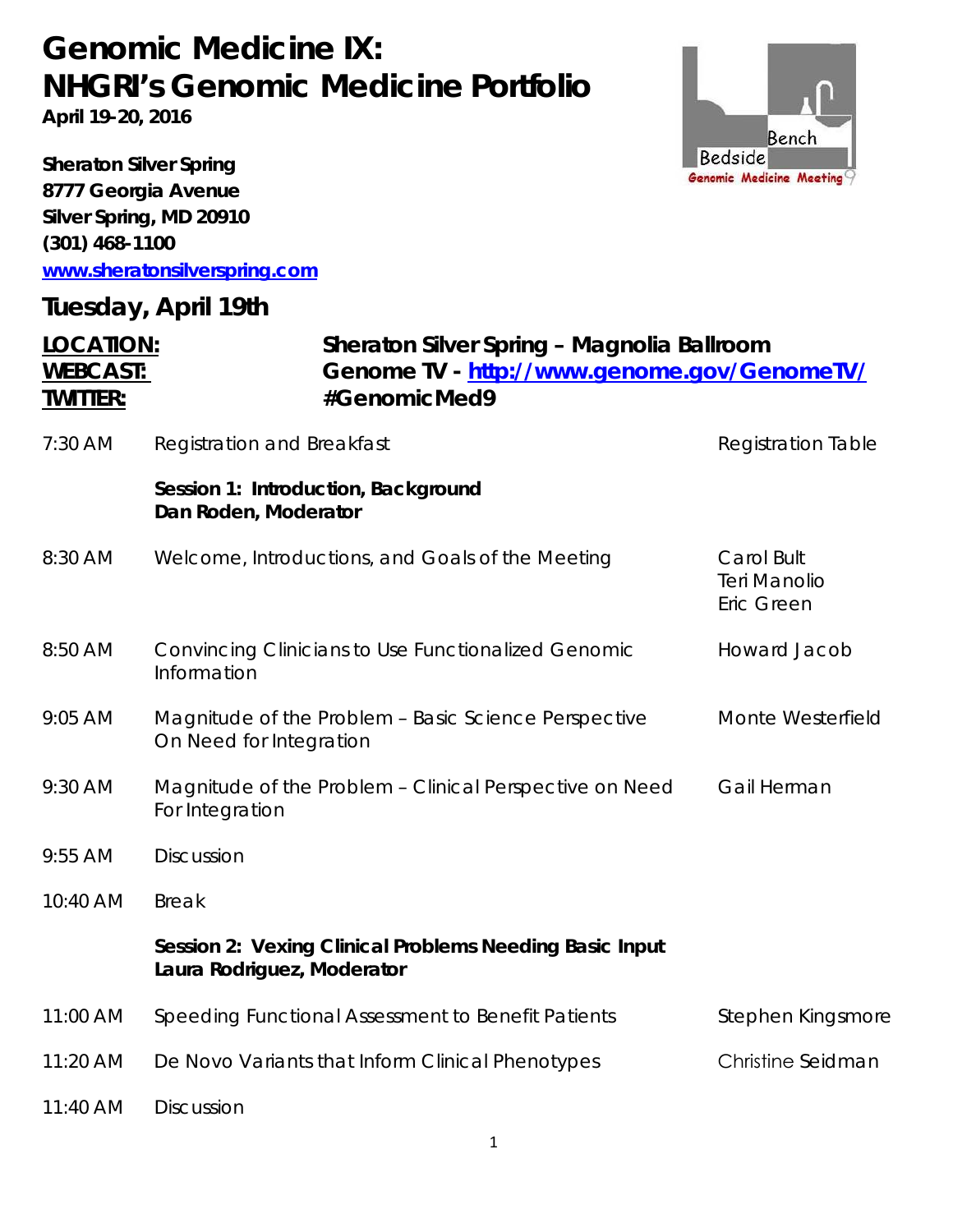# Genomic Medicine IX: NHGRI's Genomic Medicine Portfolio

**April 19-20, 2016**

**Sheraton Silver Spring**
**8777 Georgia Avenue**
**Silver Spring, MD 20910**
**(301) 468-1100**
**[www.sheratonsilverspring.com](www.sheratonsilverspring.com)**

## Tuesday, April 19th

**LOCATION:** **Sheraton Silver Spring – Magnolia Ballroom**
**WEBCAST:** **Genome TV - [http://www.genome.gov/GenomeTV/](http://www.genome.gov/GenomeTV/)**
**TWITTER:** **#GenomicMed9**

| Time | Event | Speaker/Location |
|---|---|---|
| 7:30 AM | Registration and Breakfast | Registration Table |
| | **Session 1: Introduction, Background** **Dan Roden, Moderator** | |
| 8:30 AM | Welcome, Introductions, and Goals of the Meeting | Carol Bult Teri Manolio Eric Green |
| 8:50 AM | Convincing Clinicians to Use Functionalized Genomic Information | Howard Jacob |
| 9:05 AM | Magnitude of the Problem – Basic Science Perspective On Need for Integration | Monte Westerfield |
| 9:30 AM | Magnitude of the Problem – Clinical Perspective on Need For Integration | Gail Herman |
| 9:55 AM | Discussion | |
| 10:40 AM | Break | |
| | **Session 2: Vexing Clinical Problems Needing Basic Input** **Laura Rodriguez, Moderator** | |
| 11:00 AM | Speeding Functional Assessment to Benefit Patients | Stephen Kingsmore |
| 11:20 AM | De Novo Variants that Inform Clinical Phenotypes | Christine Seidman |
| 11:40 AM | Discussion | |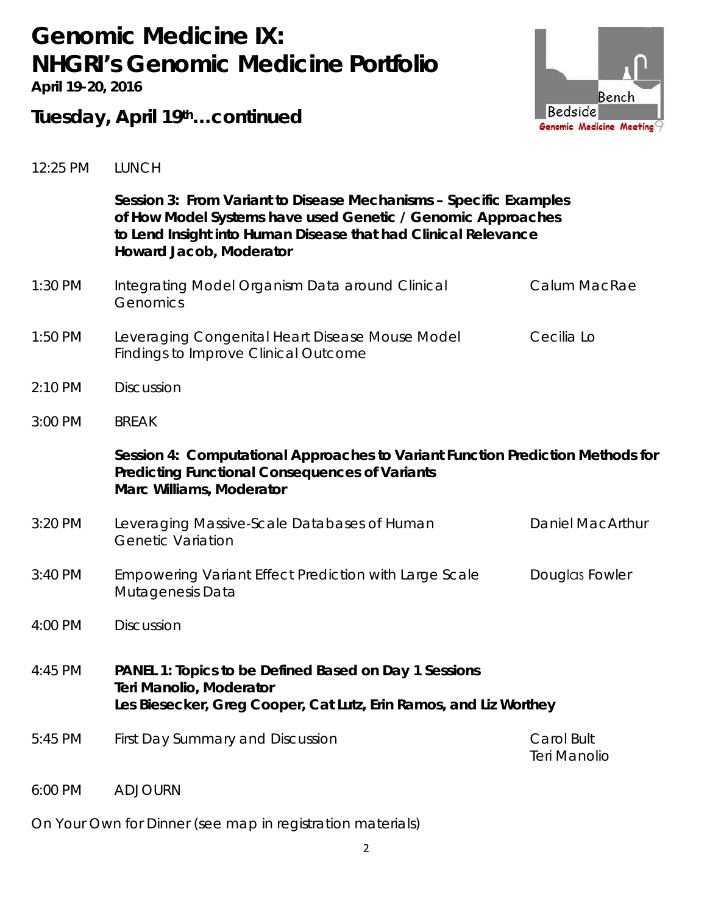# Genomic Medicine IX: NHGRI's Genomic Medicine Portfolio

**April 19-20, 2016**

## Tuesday, April 19th…continued

| Time | Session | Speaker |
| --- | --- | --- |
| 12:25 PM | LUNCH | |
| | **Session 3: From Variant to Disease Mechanisms – Specific Examples of How Model Systems have used Genetic / Genomic Approaches to Lend Insight into Human Disease that had Clinical Relevance**<br>**Howard Jacob, Moderator** | |
| 1:30 PM | Integrating Model Organism Data around Clinical Genomics | Calum MacRae |
| 1:50 PM | Leveraging Congenital Heart Disease Mouse Model Findings to Improve Clinical Outcome | Cecilia Lo |
| 2:10 PM | Discussion | |
| 3:00 PM | BREAK | |
| | **Session 4: Computational Approaches to Variant Function Prediction Methods for Predicting Functional Consequences of Variants**<br>**Marc Williams, Moderator** | |
| 3:20 PM | Leveraging Massive-Scale Databases of Human Genetic Variation | Daniel MacArthur |
| 3:40 PM | Empowering Variant Effect Prediction with Large Scale Mutagenesis Data | Douglas Fowler |
| 4:00 PM | Discussion | |
| 4:45 PM | **PANEL 1: Topics to be Defined Based on Day 1 Sessions**<br>**Teri Manolio, Moderator**<br>**Les Biesecker, Greg Cooper, Cat Lutz, Erin Ramos, and Liz Worthey** | |
| 5:45 PM | First Day Summary and Discussion | Carol Bult<br>Teri Manolio |
| 6:00 PM | ADJOURN | |

On Your Own for Dinner (see map in registration materials)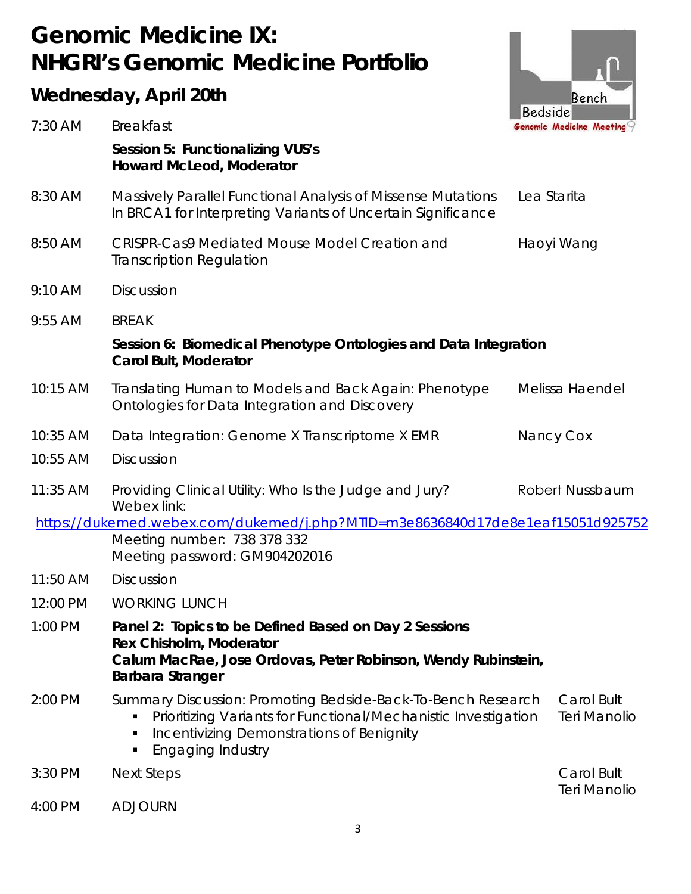# Genomic Medicine IX: NHGRI's Genomic Medicine Portfolio

## Wednesday, April 20th

Bench
Bedside
Genomic Medicine Meeting 9

| | | |
|---|---|---|
| 7:30 AM | Breakfast | |
| | **Session 5: Functionalizing VUS's**<br>**Howard McLeod, Moderator** | |
| 8:30 AM | Massively Parallel Functional Analysis of Missense Mutations In BRCA1 for Interpreting Variants of Uncertain Significance | Lea Starita |
| 8:50 AM | CRISPR-Cas9 Mediated Mouse Model Creation and Transcription Regulation | Haoyi Wang |
| 9:10 AM | Discussion | |
| 9:55 AM | BREAK | |
| | **Session 6: Biomedical Phenotype Ontologies and Data Integration**<br>**Carol Bult, Moderator** | |
| 10:15 AM | Translating Human to Models and Back Again: Phenotype Ontologies for Data Integration and Discovery | Melissa Haendel |
| 10:35 AM | Data Integration: Genome X Transcriptome X EMR | Nancy Cox |
| 10:55 AM | Discussion | |
| 11:35 AM | Providing Clinical Utility: Who Is the Judge and Jury?<br>Webex link:<br>https://dukemed.webex.com/dukemed/j.php?MTID=m3e8636840d17de8e1eaf15051d925752<br>Meeting number: 738 378 332<br>Meeting password: GM904202016 | Robert Nussbaum |
| 11:50 AM | Discussion | |
| 12:00 PM | WORKING LUNCH | |
| 1:00 PM | **Panel 2: Topics to be Defined Based on Day 2 Sessions**<br>**Rex Chisholm, Moderator**<br>**Calum MacRae, Jose Ordovas, Peter Robinson, Wendy Rubinstein, Barbara Stranger** | |
| 2:00 PM | Summary Discussion: Promoting Bedside-Back-To-Bench Research<br>▪ Prioritizing Variants for Functional/Mechanistic Investigation<br>▪ Incentivizing Demonstrations of Benignity<br>▪ Engaging Industry | Carol Bult<br>Teri Manolio |
| 3:30 PM | Next Steps | Carol Bult<br>Teri Manolio |
| 4:00 PM | ADJOURN | |